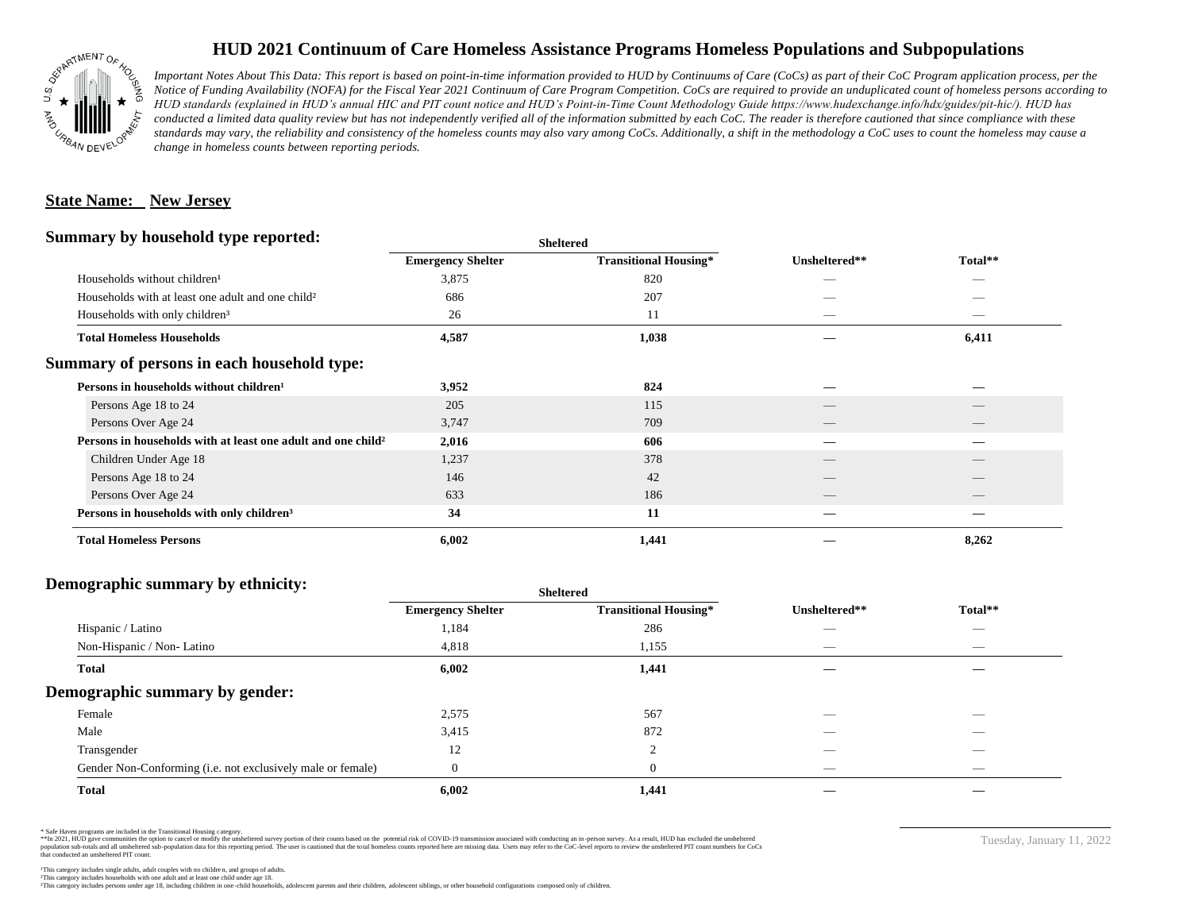# HUD 2021 Continuum of Care Homeless Assistance Programs Homeless Populations and Subpopulations

*Important Notes About This Data: This report is based on point-in-time information provided to HUD by Continuums of Care (CoCs) as part of their CoC Program application process, per the Notice of Funding Availability (NOFA) for the Fiscal Year 2021 Continuum of Care Program Competition. CoCs are required to provide an unduplicated count of homeless persons according to HUD standards (explained in HUD's annual HIC and PIT count notice and HUD's Point-in-Time Count Methodology Guide https://www.hudexchange.info/hdx/guides/pit-hic/). HUD has conducted a limited data quality review but has not independently verified all of the information submitted by each CoC. The reader is therefore cautioned that since compliance with these standards may vary, the reliability and consistency of the homeless counts may also vary among CoCs. Additionally, a shift in the methodology a CoC uses to count the homeless may cause a change in homeless counts between reporting periods.*

**State Name: New Jersey**

## Summary by household type reported:

| | Sheltered | | | |
|---|---|---|---|---|
| | Emergency Shelter | Transitional Housing* | Unsheltered** | Total** |
| Households without children¹ | 3,875 | 820 | — | — |
| Households with at least one adult and one child² | 686 | 207 | — | — |
| Households with only children³ | 26 | 11 | — | — |
| **Total Homeless Households** | **4,587** | **1,038** | **—** | **6,411** |

## Summary of persons in each household type:

| | Emergency Shelter | Transitional Housing* | Unsheltered** | Total** |
|---|---|---|---|---|
| **Persons in households without children¹** | **3,952** | **824** | **—** | **—** |
| Persons Age 18 to 24 | 205 | 115 | — | — |
| Persons Over Age 24 | 3,747 | 709 | — | — |
| **Persons in households with at least one adult and one child²** | **2,016** | **606** | **—** | **—** |
| Children Under Age 18 | 1,237 | 378 | — | — |
| Persons Age 18 to 24 | 146 | 42 | — | — |
| Persons Over Age 24 | 633 | 186 | — | — |
| **Persons in households with only children³** | **34** | **11** | **—** | **—** |
| **Total Homeless Persons** | **6,002** | **1,441** | **—** | **8,262** |

## Demographic summary by ethnicity:

| | Sheltered | | | |
|---|---|---|---|---|
| | Emergency Shelter | Transitional Housing* | Unsheltered** | Total** |
| Hispanic / Latino | 1,184 | 286 | — | — |
| Non-Hispanic / Non- Latino | 4,818 | 1,155 | — | — |
| **Total** | **6,002** | **1,441** | **—** | **—** |

## Demographic summary by gender:

| | Emergency Shelter | Transitional Housing* | Unsheltered** | Total** |
|---|---|---|---|---|
| Female | 2,575 | 567 | — | — |
| Male | 3,415 | 872 | — | — |
| Transgender | 12 | 2 | — | — |
| Gender Non-Conforming (i.e. not exclusively male or female) | 0 | 0 | — | — |
| **Total** | **6,002** | **1,441** | **—** | **—** |

\* Safe Haven programs are included in the Transitional Housing category.
\*\*In 2021, HUD gave communities the option to cancel or modify the unsheltered survey portion of their counts based on the potential risk of COVID-19 transmission associated with conducting an in-person survey. As a result, HUD has excluded the unsheltered population sub-totals and all unsheltered sub-population data for this reporting period. The user is cautioned that the total homeless counts reported here are missing data. Users may refer to the CoC-level reports to review the unsheltered PIT count numbers for CoCs that conducted an unsheltered PIT count.

¹This category includes single adults, adult couples with no children, and groups of adults.
²This category includes households with one adult and at least one child under age 18.
³This category includes persons under age 18, including children in one-child households, adolescent parents and their children, adolescent siblings, or other household configurations composed only of children.

Tuesday, January 11, 2022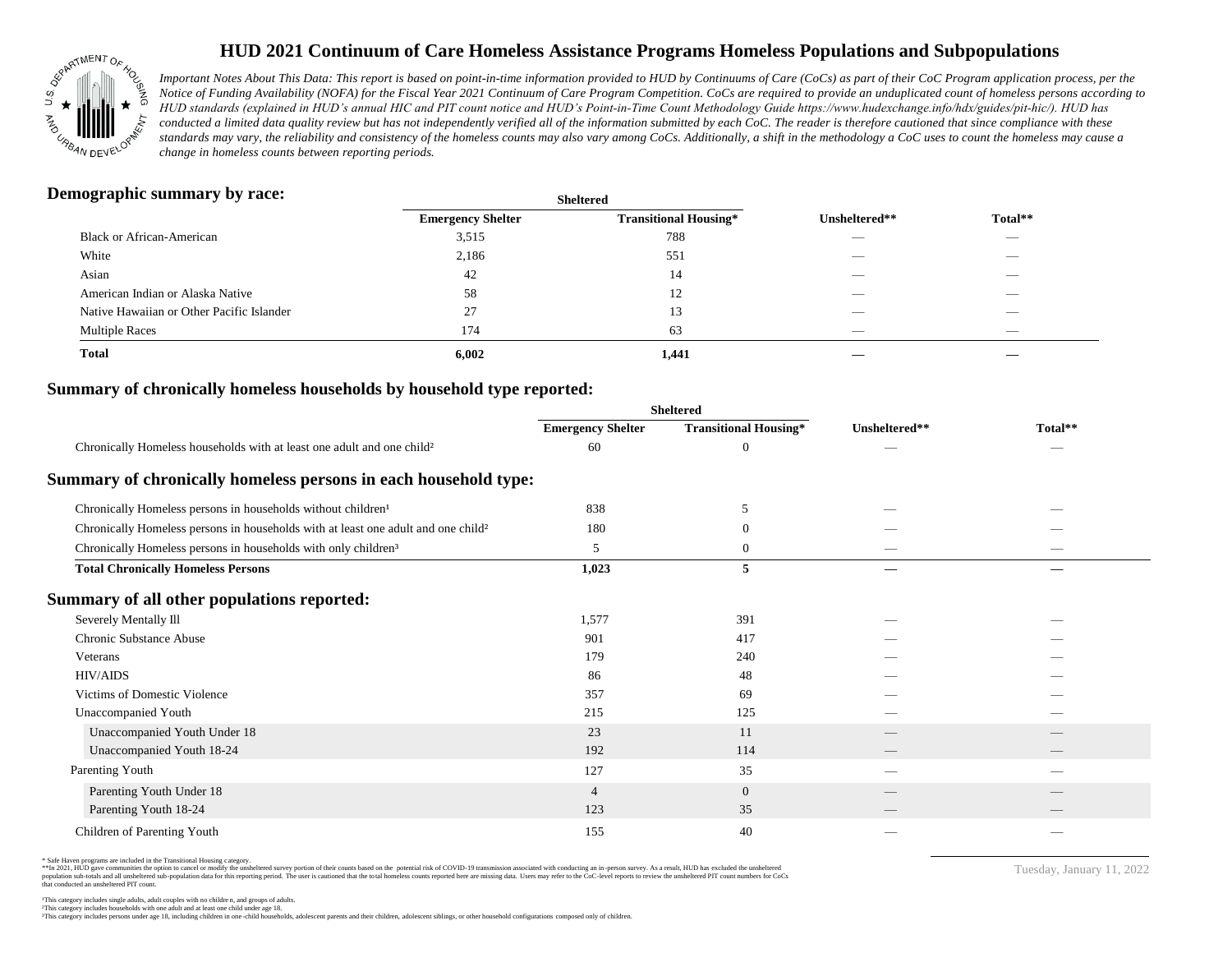# HUD 2021 Continuum of Care Homeless Assistance Programs Homeless Populations and Subpopulations

*Important Notes About This Data: This report is based on point-in-time information provided to HUD by Continuums of Care (CoCs) as part of their CoC Program application process, per the Notice of Funding Availability (NOFA) for the Fiscal Year 2021 Continuum of Care Program Competition. CoCs are required to provide an unduplicated count of homeless persons according to HUD standards (explained in HUD's annual HIC and PIT count notice and HUD's Point-in-Time Count Methodology Guide https://www.hudexchange.info/hdx/guides/pit-hic/). HUD has conducted a limited data quality review but has not independently verified all of the information submitted by each CoC. The reader is therefore cautioned that since compliance with these standards may vary, the reliability and consistency of the homeless counts may also vary among CoCs. Additionally, a shift in the methodology a CoC uses to count the homeless may cause a change in homeless counts between reporting periods.*

## Demographic summary by race:

| | Sheltered | | | |
|---|---|---|---|---|
| | Emergency Shelter | Transitional Housing* | Unsheltered** | Total** |
| Black or African-American | 3,515 | 788 | — | — |
| White | 2,186 | 551 | — | — |
| Asian | 42 | 14 | — | — |
| American Indian or Alaska Native | 58 | 12 | — | — |
| Native Hawaiian or Other Pacific Islander | 27 | 13 | — | — |
| Multiple Races | 174 | 63 | — | — |
| **Total** | **6,002** | **1,441** | **—** | **—** |

## Summary of chronically homeless households by household type reported:

| | Sheltered | | | |
|---|---|---|---|---|
| | Emergency Shelter | Transitional Housing* | Unsheltered** | Total** |
| Chronically Homeless households with at least one adult and one child[2] | 60 | 0 | — | — |

## Summary of chronically homeless persons in each household type:

| | Emergency Shelter | Transitional Housing* | Unsheltered** | Total** |
|---|---|---|---|---|
| Chronically Homeless persons in households without children[1] | 838 | 5 | — | — |
| Chronically Homeless persons in households with at least one adult and one child[2] | 180 | 0 | — | — |
| Chronically Homeless persons in households with only children[3] | 5 | 0 | — | — |
| **Total Chronically Homeless Persons** | **1,023** | **5** | **—** | **—** |

## Summary of all other populations reported:

| | Emergency Shelter | Transitional Housing* | Unsheltered** | Total** |
|---|---|---|---|---|
| Severely Mentally Ill | 1,577 | 391 | — | — |
| Chronic Substance Abuse | 901 | 417 | — | — |
| Veterans | 179 | 240 | — | — |
| HIV/AIDS | 86 | 48 | — | — |
| Victims of Domestic Violence | 357 | 69 | — | — |
| Unaccompanied Youth | 215 | 125 | — | — |
| Unaccompanied Youth Under 18 | 23 | 11 | — | — |
| Unaccompanied Youth 18-24 | 192 | 114 | — | — |
| Parenting Youth | 127 | 35 | — | — |
| Parenting Youth Under 18 | 4 | 0 | — | — |
| Parenting Youth 18-24 | 123 | 35 | — | — |
| Children of Parenting Youth | 155 | 40 | — | — |

\* Safe Haven programs are included in the Transitional Housing category.

\*\*In 2021, HUD gave communities the option to cancel or modify the unsheltered survey portion of their counts based on the potential risk of COVID-19 transmission associated with conducting an in-person survey. As a result, HUD has excluded the unsheltered population sub-totals and all unsheltered sub-population data for this reporting period. The user is cautioned that the total homeless counts reported here are missing data. Users may refer to the CoC-level reports to review the unsheltered PIT count numbers for CoCs that conducted an unsheltered PIT count.

[1]This category includes single adults, adult couples with no children, and groups of adults.
[2]This category includes households with one adult and at least one child under age 18.
[3]This category includes persons under age 18, including children in one-child households, adolescent parents and their children, adolescent siblings, or other household configurations composed only of children.

Tuesday, January 11, 2022